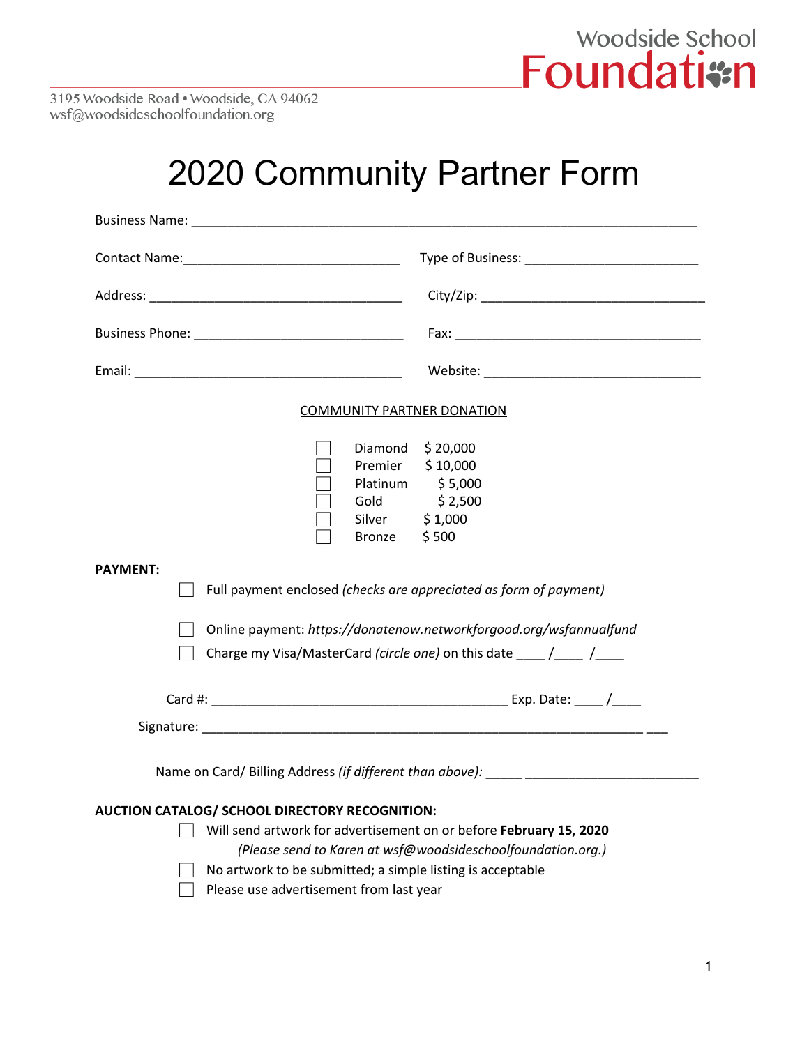Woodside School **Foundation**

3195 Woodside Road • Woodside, CA 94062
wsf@woodsideschoolfoundation.org

# 2020 Community Partner Form

Business Name: ___________________________________________________________________________

Contact Name:_______________________________ Type of Business: _________________________

Address: _____________________________________ City/Zip: _________________________________

Business Phone: ______________________________ Fax: ___________________________________

Email: _______________________________________ Website: _______________________________

COMMUNITY PARTNER DONATION

- ☐ Diamond $ 20,000
- ☐ Premier $ 10,000
- ☐ Platinum $ 5,000
- ☐ Gold $ 2,500
- ☐ Silver $ 1,000
- ☐ Bronze $ 500

**PAYMENT:**

☐ Full payment enclosed *(checks are appreciated as form of payment)*

☐ Online payment: *https://donatenow.networkforgood.org/wsfannualfund*

☐ Charge my Visa/MasterCard *(circle one)* on this date ____ /____ /____

Card #: ___________________________________________ Exp. Date: ____ /____

Signature: _________________________________________________________________ ___

Name on Card/ Billing Address *(if different than above):* _____________________________

**AUCTION CATALOG/ SCHOOL DIRECTORY RECOGNITION:**

☐ Will send artwork for advertisement on or before **February 15, 2020**
*(Please send to Karen at wsf@woodsideschoolfoundation.org.)*

☐ No artwork to be submitted; a simple listing is acceptable

☐ Please use advertisement from last year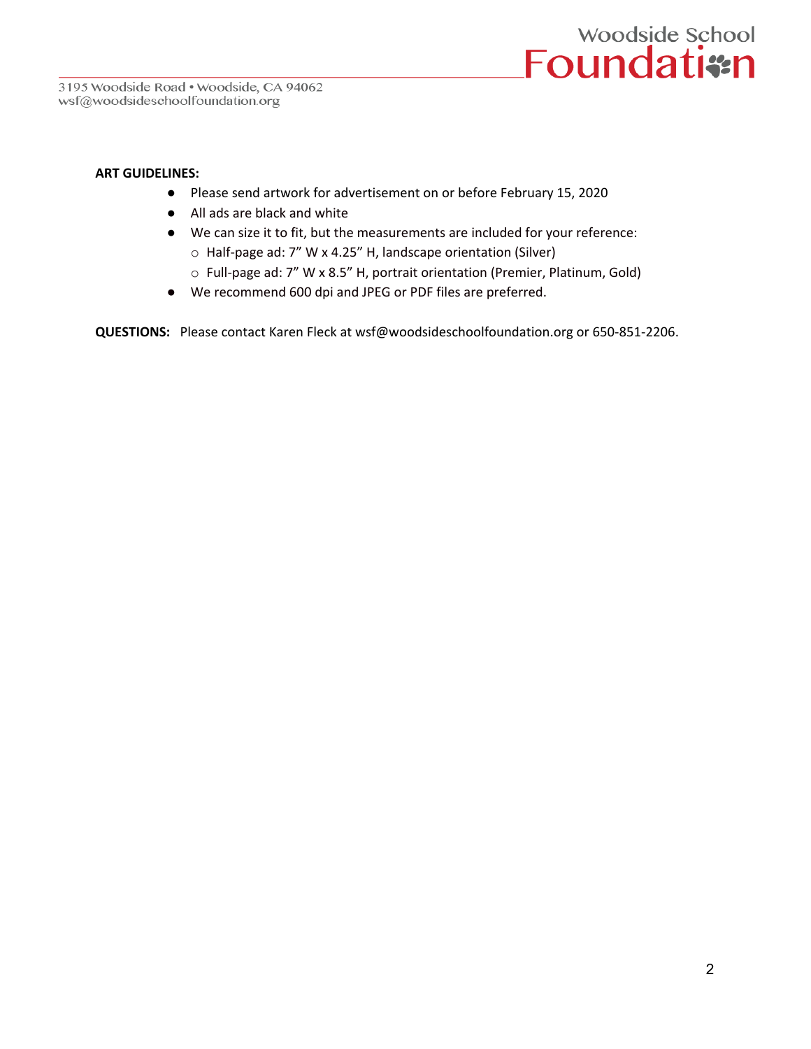**ART GUIDELINES:**

- Please send artwork for advertisement on or before February 15, 2020
- All ads are black and white
- We can size it to fit, but the measurements are included for your reference:
  - Half-page ad: 7" W x 4.25" H, landscape orientation (Silver)
  - Full-page ad: 7" W x 8.5" H, portrait orientation (Premier, Platinum, Gold)
- We recommend 600 dpi and JPEG or PDF files are preferred.

**QUESTIONS:** Please contact Karen Fleck at wsf@woodsideschoolfoundation.org or 650-851-2206.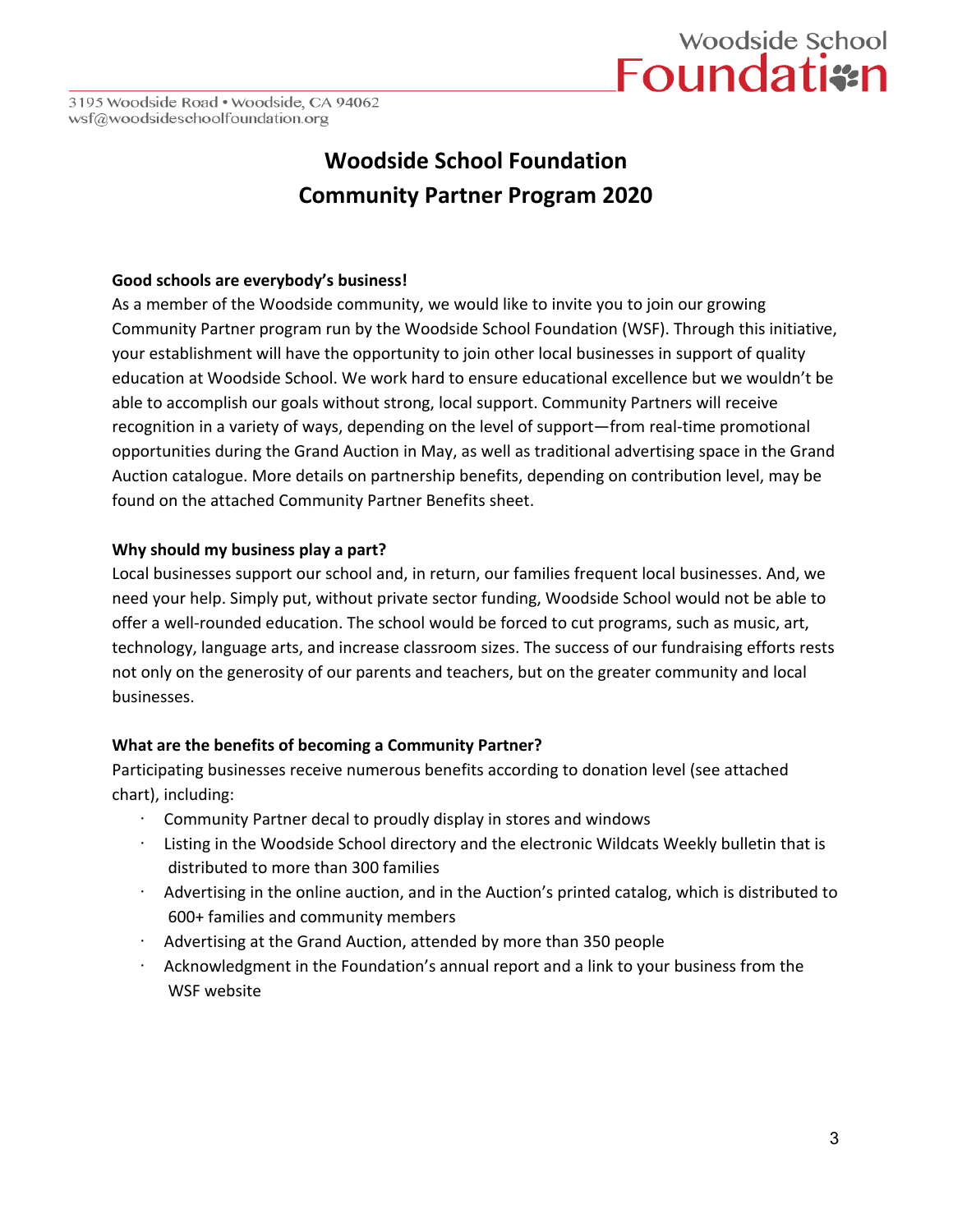Woodside School **Foundation**

3195 Woodside Road • Woodside, CA 94062
wsf@woodsideschoolfoundation.org

# Woodside School Foundation
# Community Partner Program 2020

**Good schools are everybody's business!**
As a member of the Woodside community, we would like to invite you to join our growing Community Partner program run by the Woodside School Foundation (WSF). Through this initiative, your establishment will have the opportunity to join other local businesses in support of quality education at Woodside School. We work hard to ensure educational excellence but we wouldn't be able to accomplish our goals without strong, local support. Community Partners will receive recognition in a variety of ways, depending on the level of support—from real-time promotional opportunities during the Grand Auction in May, as well as traditional advertising space in the Grand Auction catalogue. More details on partnership benefits, depending on contribution level, may be found on the attached Community Partner Benefits sheet.

**Why should my business play a part?**
Local businesses support our school and, in return, our families frequent local businesses. And, we need your help. Simply put, without private sector funding, Woodside School would not be able to offer a well-rounded education. The school would be forced to cut programs, such as music, art, technology, language arts, and increase classroom sizes. The success of our fundraising efforts rests not only on the generosity of our parents and teachers, but on the greater community and local businesses.

**What are the benefits of becoming a Community Partner?**
Participating businesses receive numerous benefits according to donation level (see attached chart), including:

- Community Partner decal to proudly display in stores and windows
- Listing in the Woodside School directory and the electronic Wildcats Weekly bulletin that is distributed to more than 300 families
- Advertising in the online auction, and in the Auction's printed catalog, which is distributed to 600+ families and community members
- Advertising at the Grand Auction, attended by more than 350 people
- Acknowledgment in the Foundation's annual report and a link to your business from the WSF website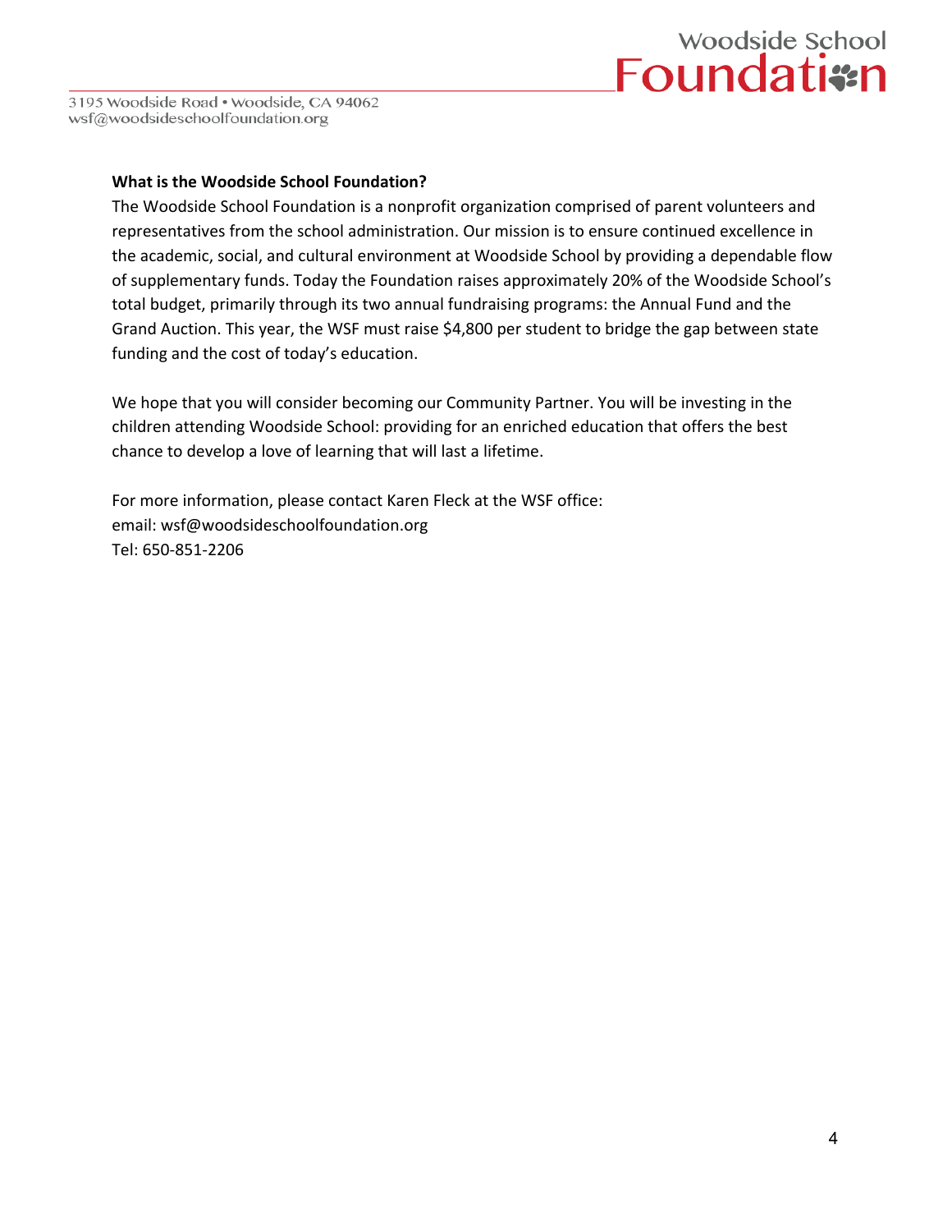Woodside School
# Foundation

3195 Woodside Road • Woodside, CA 94062
wsf@woodsideschoolfoundation.org

**What is the Woodside School Foundation?**

The Woodside School Foundation is a nonprofit organization comprised of parent volunteers and representatives from the school administration. Our mission is to ensure continued excellence in the academic, social, and cultural environment at Woodside School by providing a dependable flow of supplementary funds. Today the Foundation raises approximately 20% of the Woodside School's total budget, primarily through its two annual fundraising programs: the Annual Fund and the Grand Auction. This year, the WSF must raise $4,800 per student to bridge the gap between state funding and the cost of today's education.

We hope that you will consider becoming our Community Partner. You will be investing in the children attending Woodside School: providing for an enriched education that offers the best chance to develop a love of learning that will last a lifetime.

For more information, please contact Karen Fleck at the WSF office:
email: wsf@woodsideschoolfoundation.org
Tel: 650-851-2206